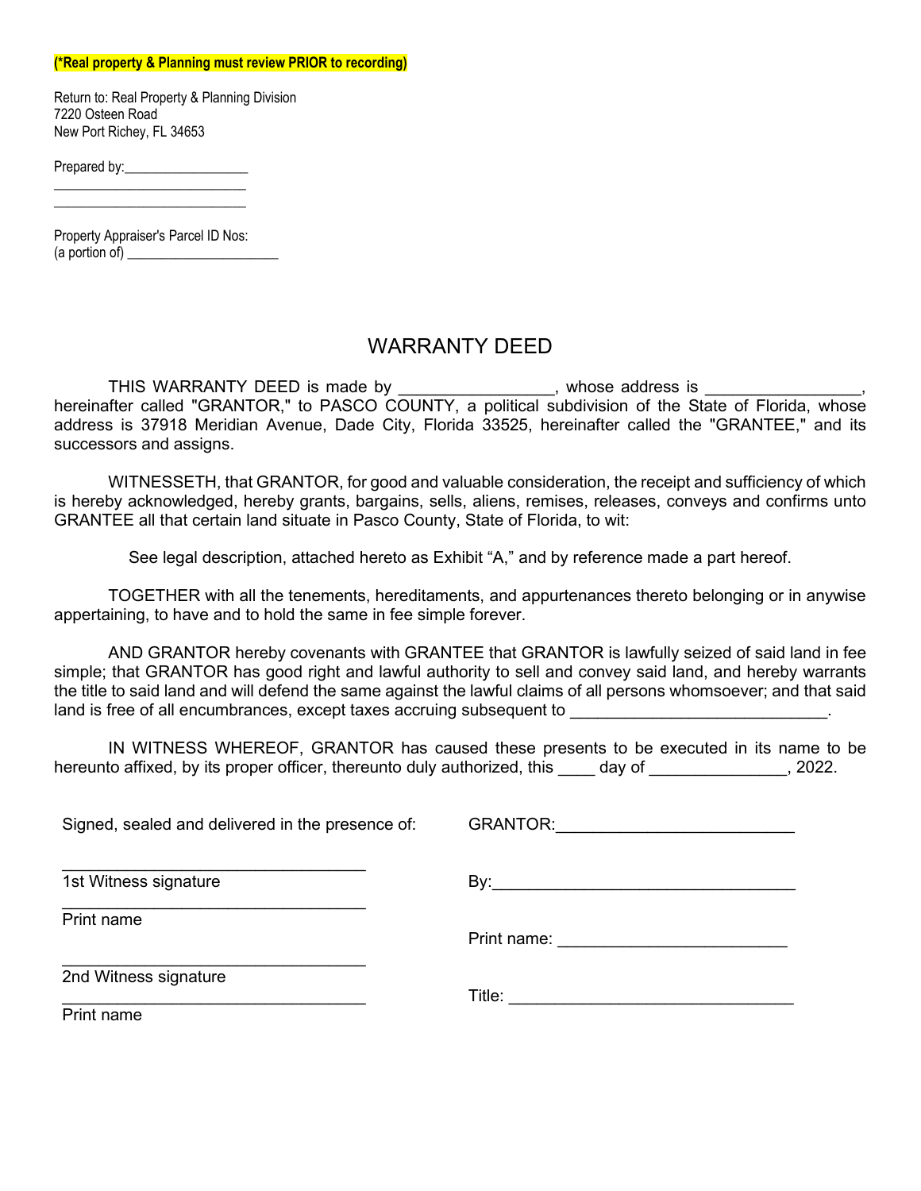**(*Real property & Planning must review PRIOR to recording)**

Return to: Real Property & Planning Division
7220 Osteen Road
New Port Richey, FL 34653

Prepared by:_________________
_________________________
_________________________

Property Appraiser's Parcel ID Nos:
(a portion of) ____________________

# WARRANTY DEED

THIS WARRANTY DEED is made by ________________, whose address is ________________, hereinafter called "GRANTOR," to PASCO COUNTY, a political subdivision of the State of Florida, whose address is 37918 Meridian Avenue, Dade City, Florida 33525, hereinafter called the "GRANTEE," and its successors and assigns.

WITNESSETH, that GRANTOR, for good and valuable consideration, the receipt and sufficiency of which is hereby acknowledged, hereby grants, bargains, sells, aliens, remises, releases, conveys and confirms unto GRANTEE all that certain land situate in Pasco County, State of Florida, to wit:

See legal description, attached hereto as Exhibit "A," and by reference made a part hereof.

TOGETHER with all the tenements, hereditaments, and appurtenances thereto belonging or in anywise appertaining, to have and to hold the same in fee simple forever.

AND GRANTOR hereby covenants with GRANTEE that GRANTOR is lawfully seized of said land in fee simple; that GRANTOR has good right and lawful authority to sell and convey said land, and hereby warrants the title to said land and will defend the same against the lawful claims of all persons whomsoever; and that said land is free of all encumbrances, except taxes accruing subsequent to ___________________________.

IN WITNESS WHEREOF, GRANTOR has caused these presents to be executed in its name to be hereunto affixed, by its proper officer, thereunto duly authorized, this ____ day of ______________, 2022.

Signed, sealed and delivered in the presence of:

_________________________________
1st Witness signature
_________________________________
Print name

_________________________________
2nd Witness signature
_________________________________
Print name

GRANTOR:________________________

By:________________________________

Print name: ________________________

Title: ______________________________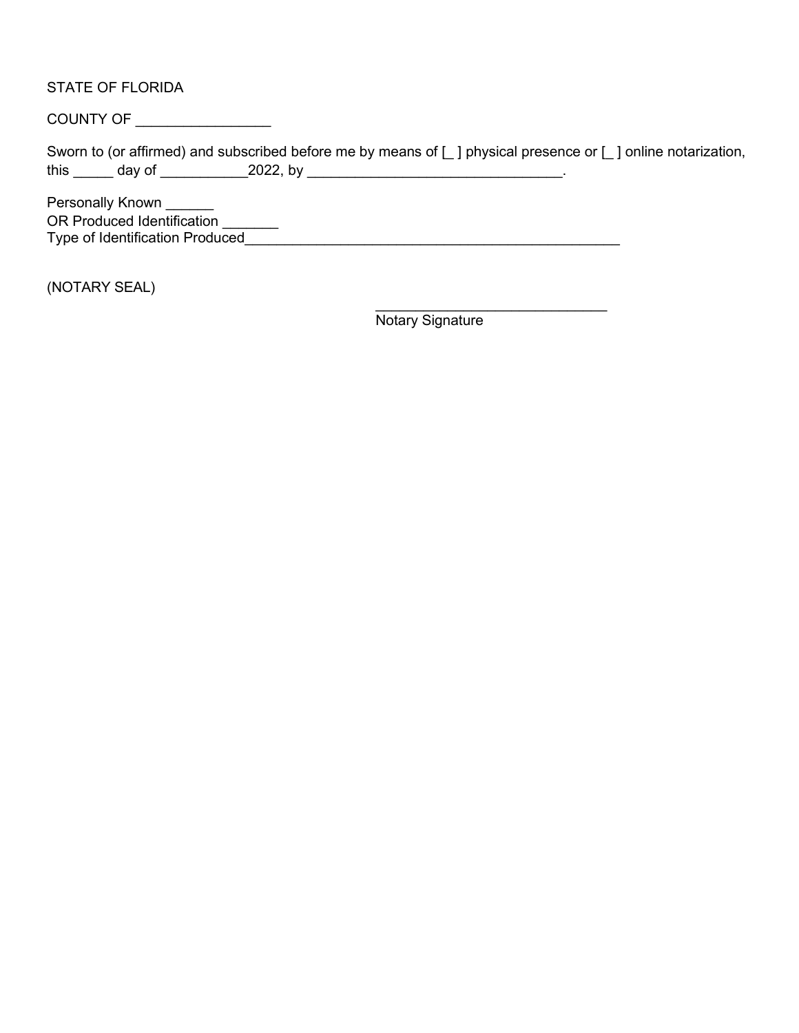STATE OF FLORIDA

COUNTY OF _________________

Sworn to (or affirmed) and subscribed before me by means of [_ ] physical presence or [_ ] online notarization, this _____ day of ___________2022, by ________________________________.

Personally Known ______
OR Produced Identification _______
Type of Identification Produced_______________________________________________

(NOTARY SEAL)

_____________________________
Notary Signature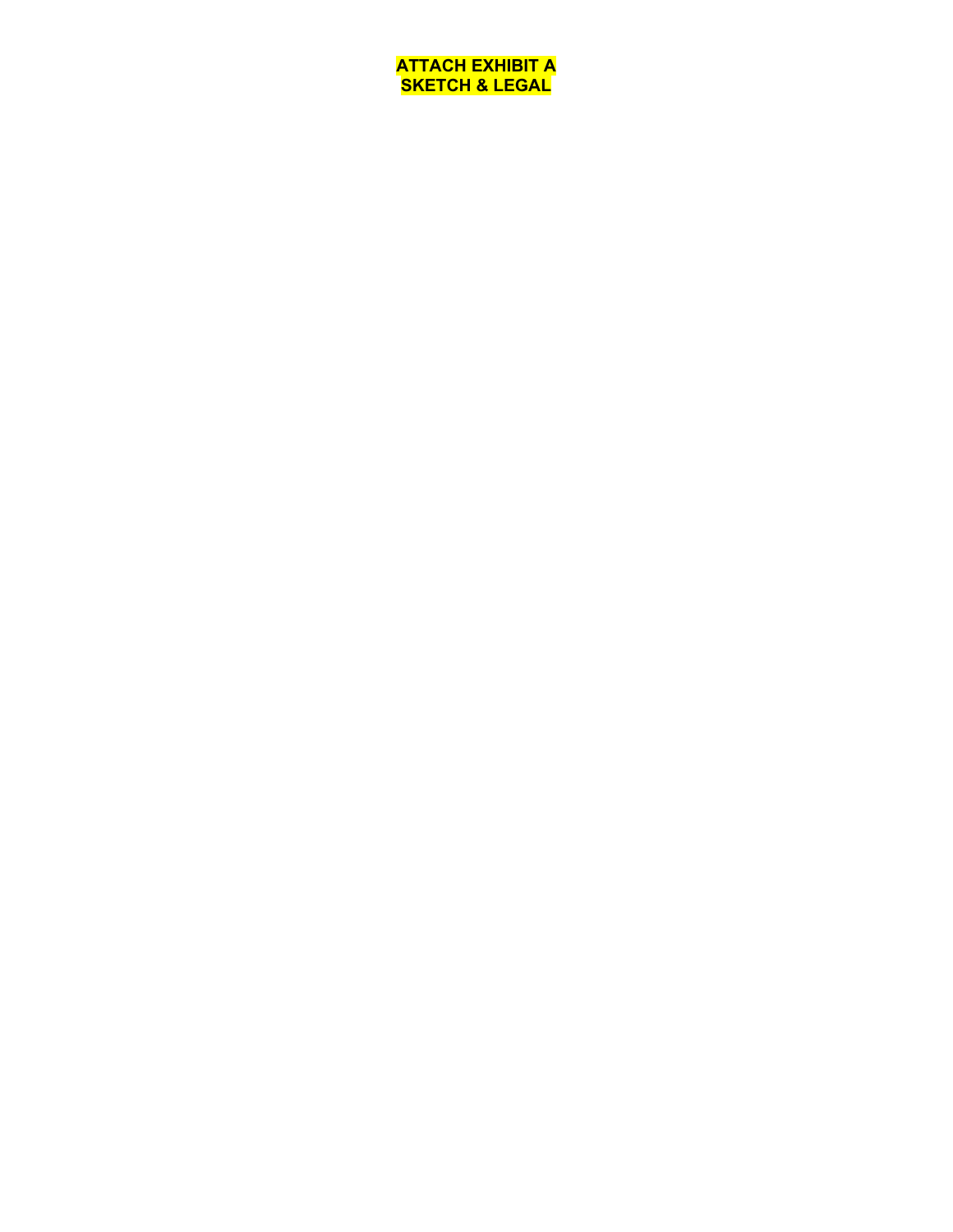**ATTACH EXHIBIT A**
**SKETCH & LEGAL**